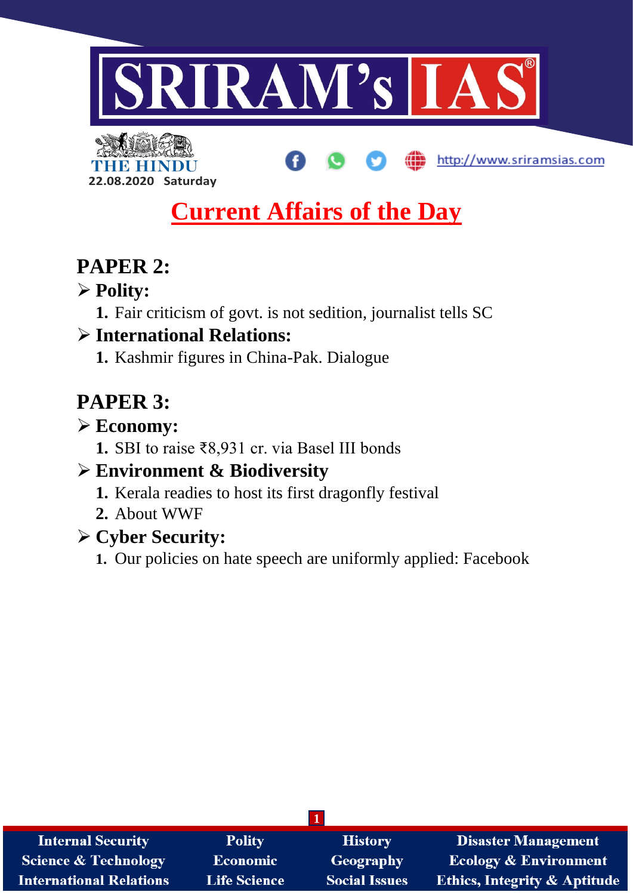# SRIRAM's IAS

THE HINDU

22.08.2020 Saturday

http://www.sriramsias.com

# Current Affairs of the Day

## PAPER 2:

- **Polity:**
  1. Fair criticism of govt. is not sedition, journalist tells SC
- **International Relations:**
  1. Kashmir figures in China-Pak. Dialogue

## PAPER 3:

- **Economy:**
  1. SBI to raise ₹8,931 cr. via Basel III bonds
- **Environment & Biodiversity**
  1. Kerala readies to host its first dragonfly festival
  2. About WWF
- **Cyber Security:**
  1. Our policies on hate speech are uniformly applied: Facebook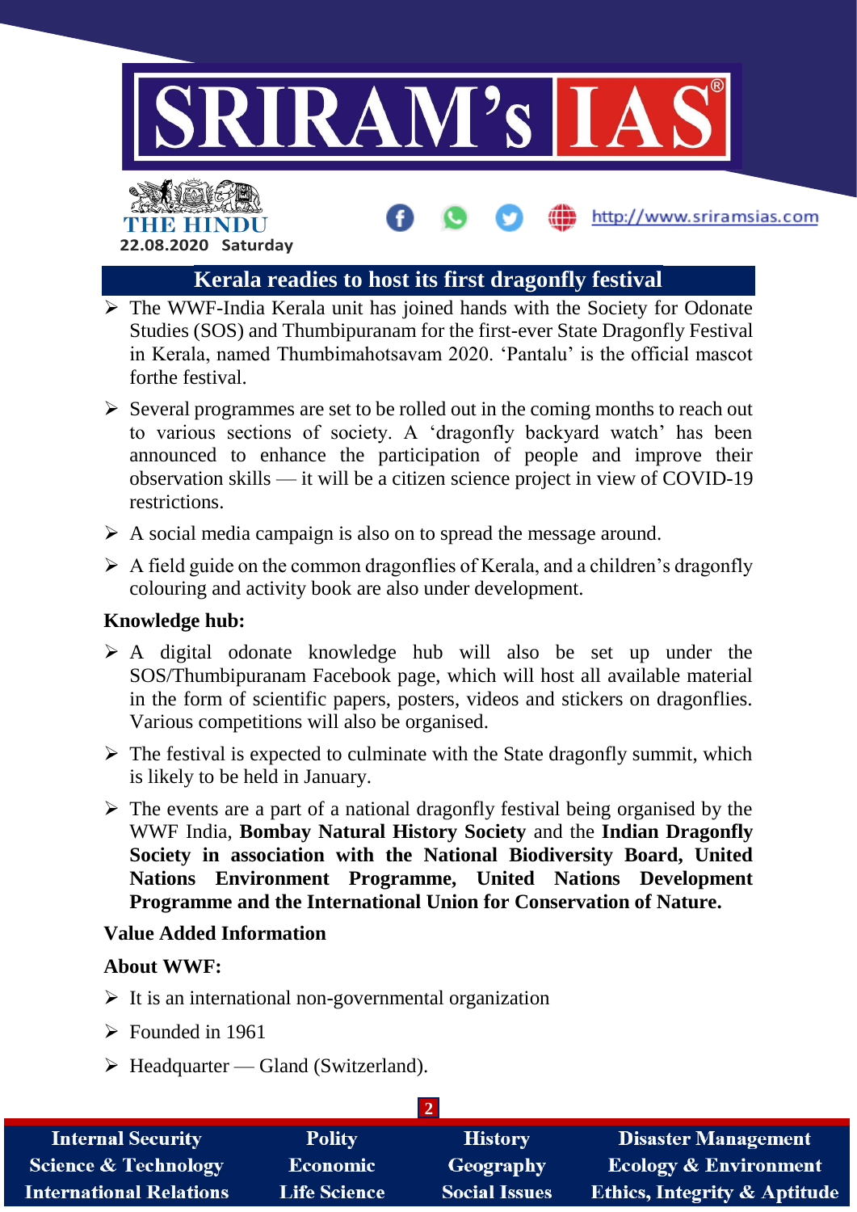# Kerala readies to host its first dragonfly festival

- The WWF-India Kerala unit has joined hands with the Society for Odonate Studies (SOS) and Thumbipuranam for the first-ever State Dragonfly Festival in Kerala, named Thumbimahotsavam 2020. 'Pantalu' is the official mascot forthe festival.
- Several programmes are set to be rolled out in the coming months to reach out to various sections of society. A 'dragonfly backyard watch' has been announced to enhance the participation of people and improve their observation skills — it will be a citizen science project in view of COVID-19 restrictions.
- A social media campaign is also on to spread the message around.
- A field guide on the common dragonflies of Kerala, and a children's dragonfly colouring and activity book are also under development.

**Knowledge hub:**

- A digital odonate knowledge hub will also be set up under the SOS/Thumbipuranam Facebook page, which will host all available material in the form of scientific papers, posters, videos and stickers on dragonflies. Various competitions will also be organised.
- The festival is expected to culminate with the State dragonfly summit, which is likely to be held in January.
- The events are a part of a national dragonfly festival being organised by the WWF India, **Bombay Natural History Society** and the **Indian Dragonfly Society in association with the National Biodiversity Board, United Nations Environment Programme, United Nations Development Programme and the International Union for Conservation of Nature.**

**Value Added Information**

**About WWF:**

- It is an international non-governmental organization
- Founded in 1961
- Headquarter — Gland (Switzerland).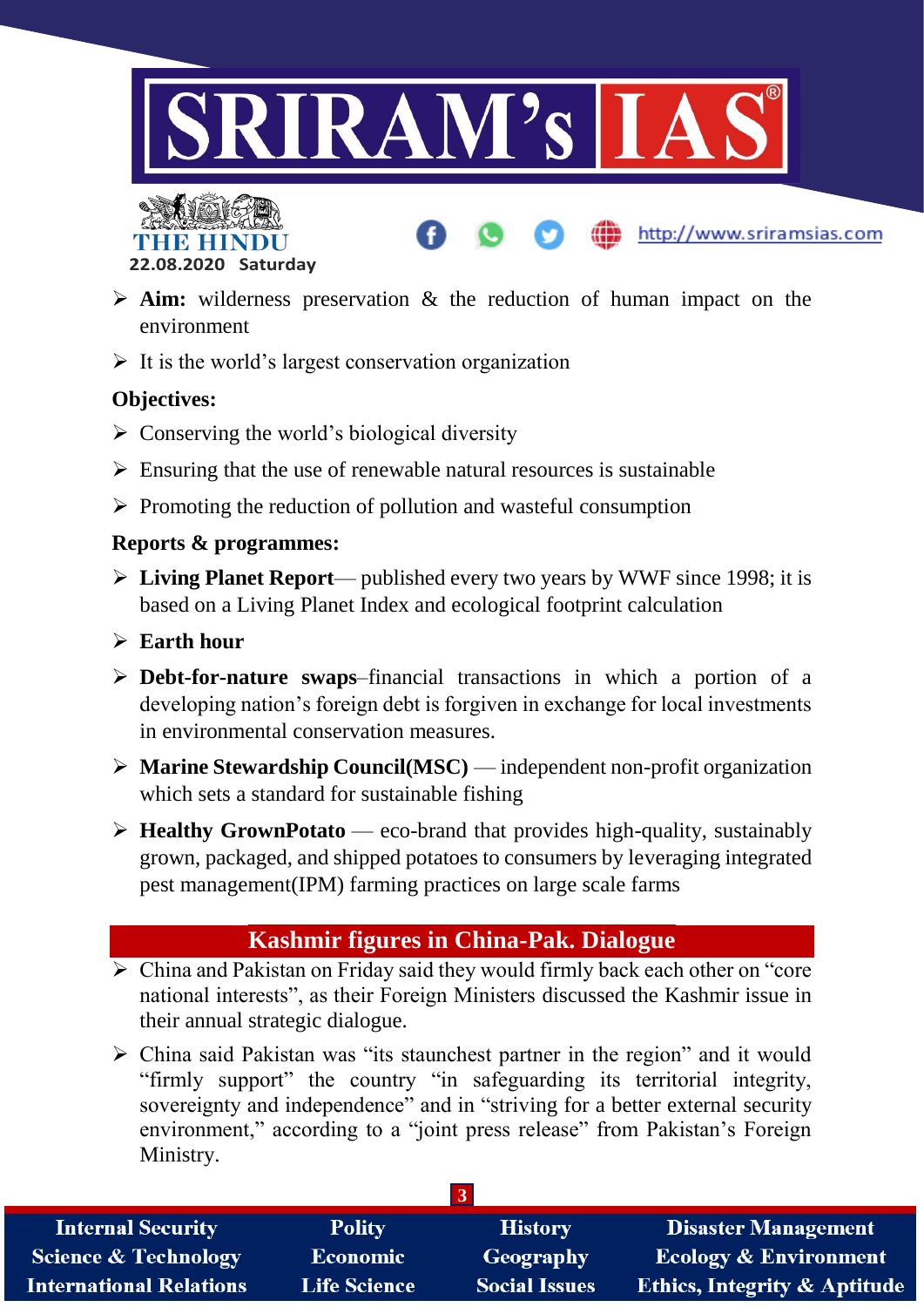- **Aim:** wilderness preservation & the reduction of human impact on the environment
- It is the world's largest conservation organization

**Objectives:**

- Conserving the world's biological diversity
- Ensuring that the use of renewable natural resources is sustainable
- Promoting the reduction of pollution and wasteful consumption

**Reports & programmes:**

- **Living Planet Report**— published every two years by WWF since 1998; it is based on a Living Planet Index and ecological footprint calculation
- **Earth hour**
- **Debt-for-nature swaps**–financial transactions in which a portion of a developing nation's foreign debt is forgiven in exchange for local investments in environmental conservation measures.
- **Marine Stewardship Council(MSC)** — independent non-profit organization which sets a standard for sustainable fishing
- **Healthy GrownPotato** — eco-brand that provides high-quality, sustainably grown, packaged, and shipped potatoes to consumers by leveraging integrated pest management(IPM) farming practices on large scale farms

## Kashmir figures in China-Pak. Dialogue

- China and Pakistan on Friday said they would firmly back each other on "core national interests", as their Foreign Ministers discussed the Kashmir issue in their annual strategic dialogue.
- China said Pakistan was "its staunchest partner in the region" and it would "firmly support" the country "in safeguarding its territorial integrity, sovereignty and independence" and in "striving for a better external security environment," according to a "joint press release" from Pakistan's Foreign Ministry.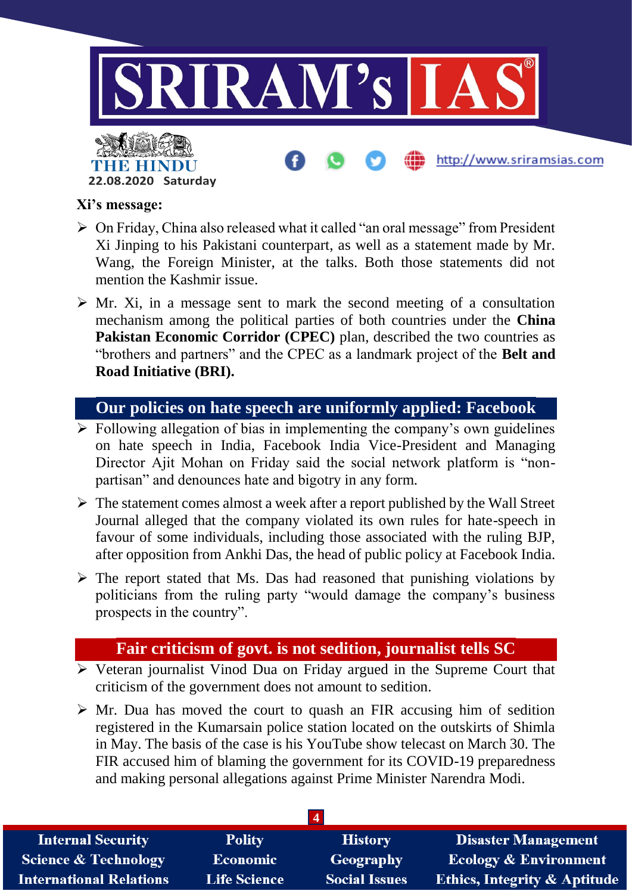**Xi's message:**

- On Friday, China also released what it called "an oral message" from President Xi Jinping to his Pakistani counterpart, as well as a statement made by Mr. Wang, the Foreign Minister, at the talks. Both those statements did not mention the Kashmir issue.
- Mr. Xi, in a message sent to mark the second meeting of a consultation mechanism among the political parties of both countries under the **China Pakistan Economic Corridor (CPEC)** plan, described the two countries as "brothers and partners" and the CPEC as a landmark project of the **Belt and Road Initiative (BRI).**

## Our policies on hate speech are uniformly applied: Facebook

- Following allegation of bias in implementing the company's own guidelines on hate speech in India, Facebook India Vice-President and Managing Director Ajit Mohan on Friday said the social network platform is "non-partisan" and denounces hate and bigotry in any form.
- The statement comes almost a week after a report published by the Wall Street Journal alleged that the company violated its own rules for hate-speech in favour of some individuals, including those associated with the ruling BJP, after opposition from Ankhi Das, the head of public policy at Facebook India.
- The report stated that Ms. Das had reasoned that punishing violations by politicians from the ruling party "would damage the company's business prospects in the country".

## Fair criticism of govt. is not sedition, journalist tells SC

- Veteran journalist Vinod Dua on Friday argued in the Supreme Court that criticism of the government does not amount to sedition.
- Mr. Dua has moved the court to quash an FIR accusing him of sedition registered in the Kumarsain police station located on the outskirts of Shimla in May. The basis of the case is his YouTube show telecast on March 30. The FIR accused him of blaming the government for its COVID-19 preparedness and making personal allegations against Prime Minister Narendra Modi.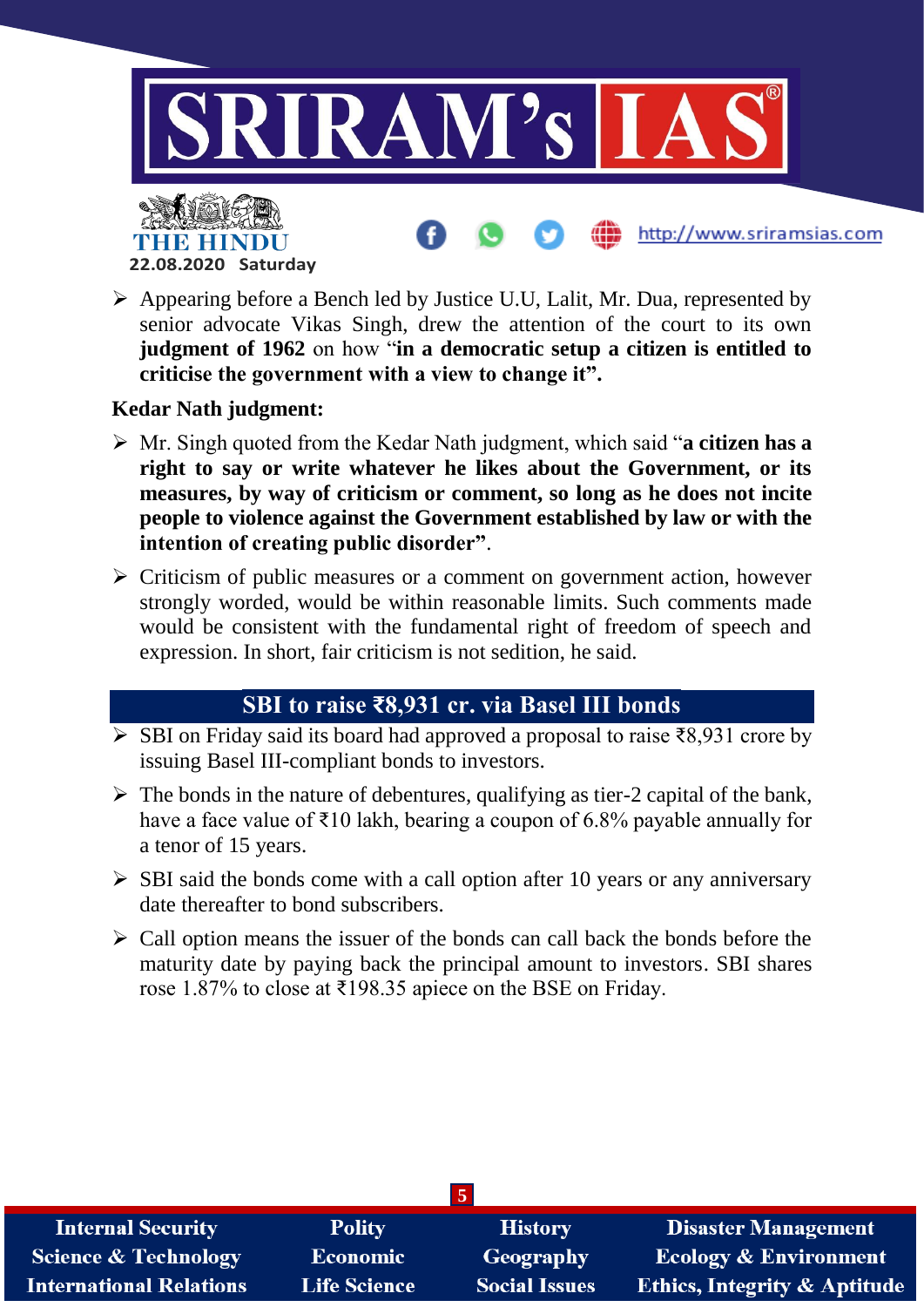- Appearing before a Bench led by Justice U.U, Lalit, Mr. Dua, represented by senior advocate Vikas Singh, drew the attention of the court to its own **judgment of 1962** on how "**in a democratic setup a citizen is entitled to criticise the government with a view to change it".**

**Kedar Nath judgment:**

- Mr. Singh quoted from the Kedar Nath judgment, which said "**a citizen has a right to say or write whatever he likes about the Government, or its measures, by way of criticism or comment, so long as he does not incite people to violence against the Government established by law or with the intention of creating public disorder"**.
- Criticism of public measures or a comment on government action, however strongly worded, would be within reasonable limits. Such comments made would be consistent with the fundamental right of freedom of speech and expression. In short, fair criticism is not sedition, he said.

## SBI to raise ₹8,931 cr. via Basel III bonds

- SBI on Friday said its board had approved a proposal to raise ₹8,931 crore by issuing Basel III-compliant bonds to investors.
- The bonds in the nature of debentures, qualifying as tier-2 capital of the bank, have a face value of ₹10 lakh, bearing a coupon of 6.8% payable annually for a tenor of 15 years.
- SBI said the bonds come with a call option after 10 years or any anniversary date thereafter to bond subscribers.
- Call option means the issuer of the bonds can call back the bonds before the maturity date by paying back the principal amount to investors. SBI shares rose 1.87% to close at ₹198.35 apiece on the BSE on Friday.